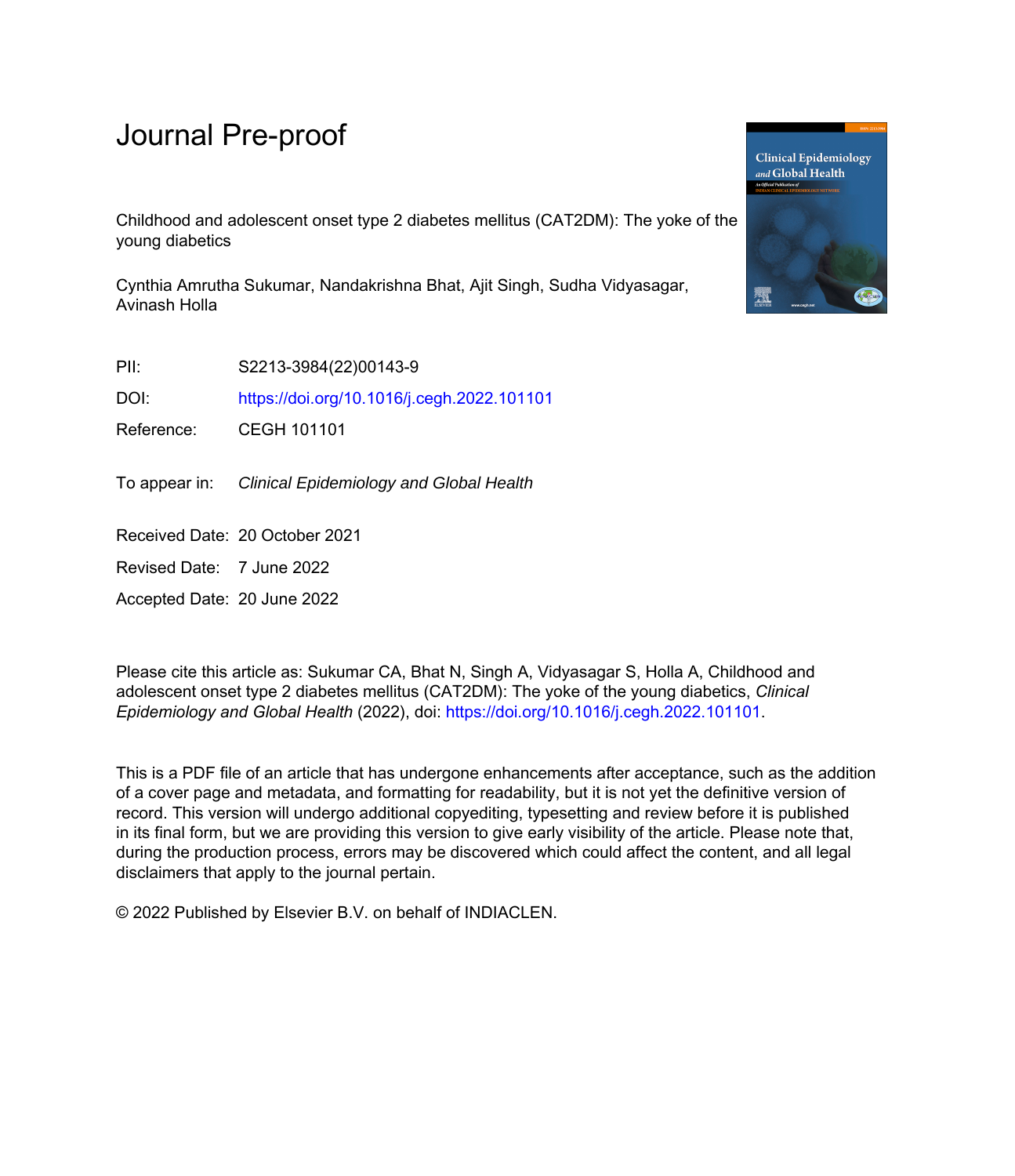# Journal Pre-proof

Childhood and adolescent onset type 2 diabetes mellitus (CAT2DM): The yoke of the young diabetics

Cynthia Amrutha Sukumar, Nandakrishna Bhat, Ajit Singh, Sudha Vidyasagar, Avinash Holla

PII: S2213-3984(22)00143-9

DOI: https://doi.org/10.1016/j.cegh.2022.101101

Reference: CEGH 101101

To appear in: *Clinical Epidemiology and Global Health*

Received Date: 20 October 2021

Revised Date: 7 June 2022

Accepted Date: 20 June 2022

Please cite this article as: Sukumar CA, Bhat N, Singh A, Vidyasagar S, Holla A, Childhood and adolescent onset type 2 diabetes mellitus (CAT2DM): The yoke of the young diabetics, *Clinical Epidemiology and Global Health* (2022), doi: https://doi.org/10.1016/j.cegh.2022.101101.

This is a PDF file of an article that has undergone enhancements after acceptance, such as the addition of a cover page and metadata, and formatting for readability, but it is not yet the definitive version of record. This version will undergo additional copyediting, typesetting and review before it is published in its final form, but we are providing this version to give early visibility of the article. Please note that, during the production process, errors may be discovered which could affect the content, and all legal disclaimers that apply to the journal pertain.

© 2022 Published by Elsevier B.V. on behalf of INDIACLEN.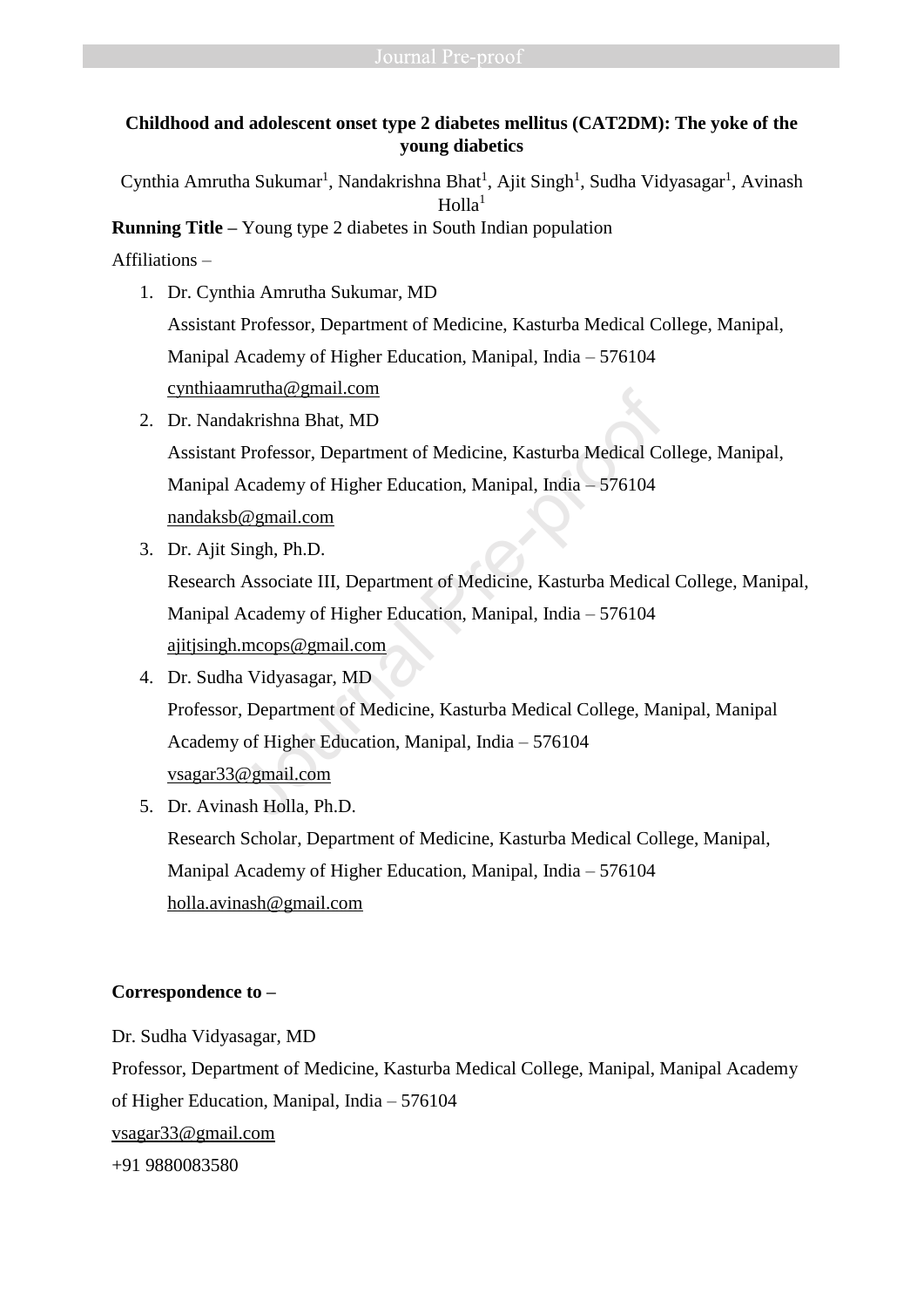**Childhood and adolescent onset type 2 diabetes mellitus (CAT2DM): The yoke of the young diabetics**

Cynthia Amrutha Sukumar[1], Nandakrishna Bhat[1], Ajit Singh[1], Sudha Vidyasagar[1], Avinash Holla[1]

**Running Title –** Young type 2 diabetes in South Indian population

Affiliations –

1. Dr. Cynthia Amrutha Sukumar, MD
   Assistant Professor, Department of Medicine, Kasturba Medical College, Manipal, Manipal Academy of Higher Education, Manipal, India – 576104
   cynthiaamrutha@gmail.com
2. Dr. Nandakrishna Bhat, MD
   Assistant Professor, Department of Medicine, Kasturba Medical College, Manipal, Manipal Academy of Higher Education, Manipal, India – 576104
   nandaksb@gmail.com
3. Dr. Ajit Singh, Ph.D.
   Research Associate III, Department of Medicine, Kasturba Medical College, Manipal, Manipal Academy of Higher Education, Manipal, India – 576104
   ajitjsingh.mcops@gmail.com
4. Dr. Sudha Vidyasagar, MD
   Professor, Department of Medicine, Kasturba Medical College, Manipal, Manipal Academy of Higher Education, Manipal, India – 576104
   vsagar33@gmail.com
5. Dr. Avinash Holla, Ph.D.
   Research Scholar, Department of Medicine, Kasturba Medical College, Manipal, Manipal Academy of Higher Education, Manipal, India – 576104
   holla.avinash@gmail.com

**Correspondence to –**

Dr. Sudha Vidyasagar, MD

Professor, Department of Medicine, Kasturba Medical College, Manipal, Manipal Academy of Higher Education, Manipal, India – 576104

vsagar33@gmail.com

+91 9880083580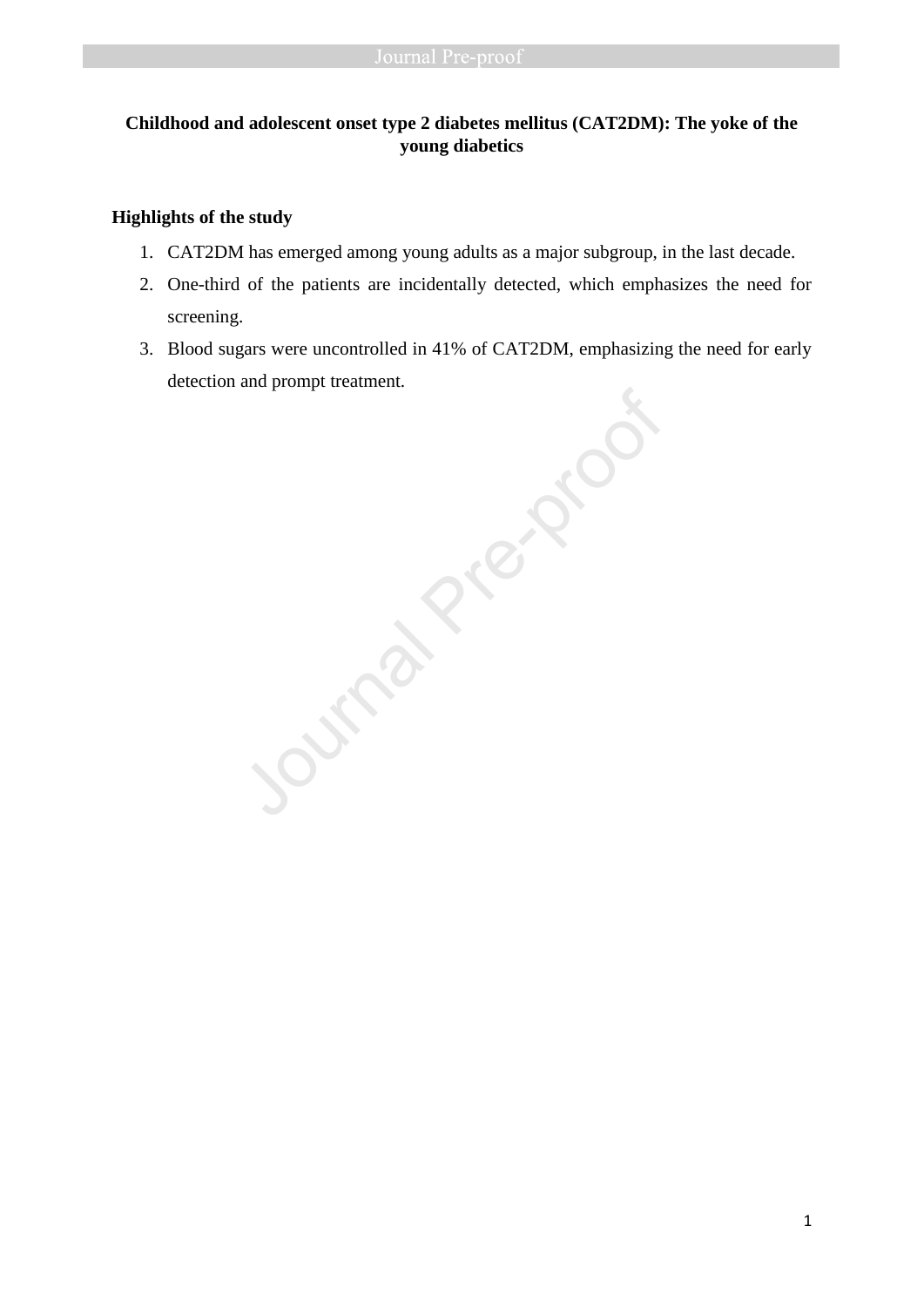**Childhood and adolescent onset type 2 diabetes mellitus (CAT2DM): The yoke of the young diabetics**

**Highlights of the study**

1. CAT2DM has emerged among young adults as a major subgroup, in the last decade.
2. One-third of the patients are incidentally detected, which emphasizes the need for screening.
3. Blood sugars were uncontrolled in 41% of CAT2DM, emphasizing the need for early detection and prompt treatment.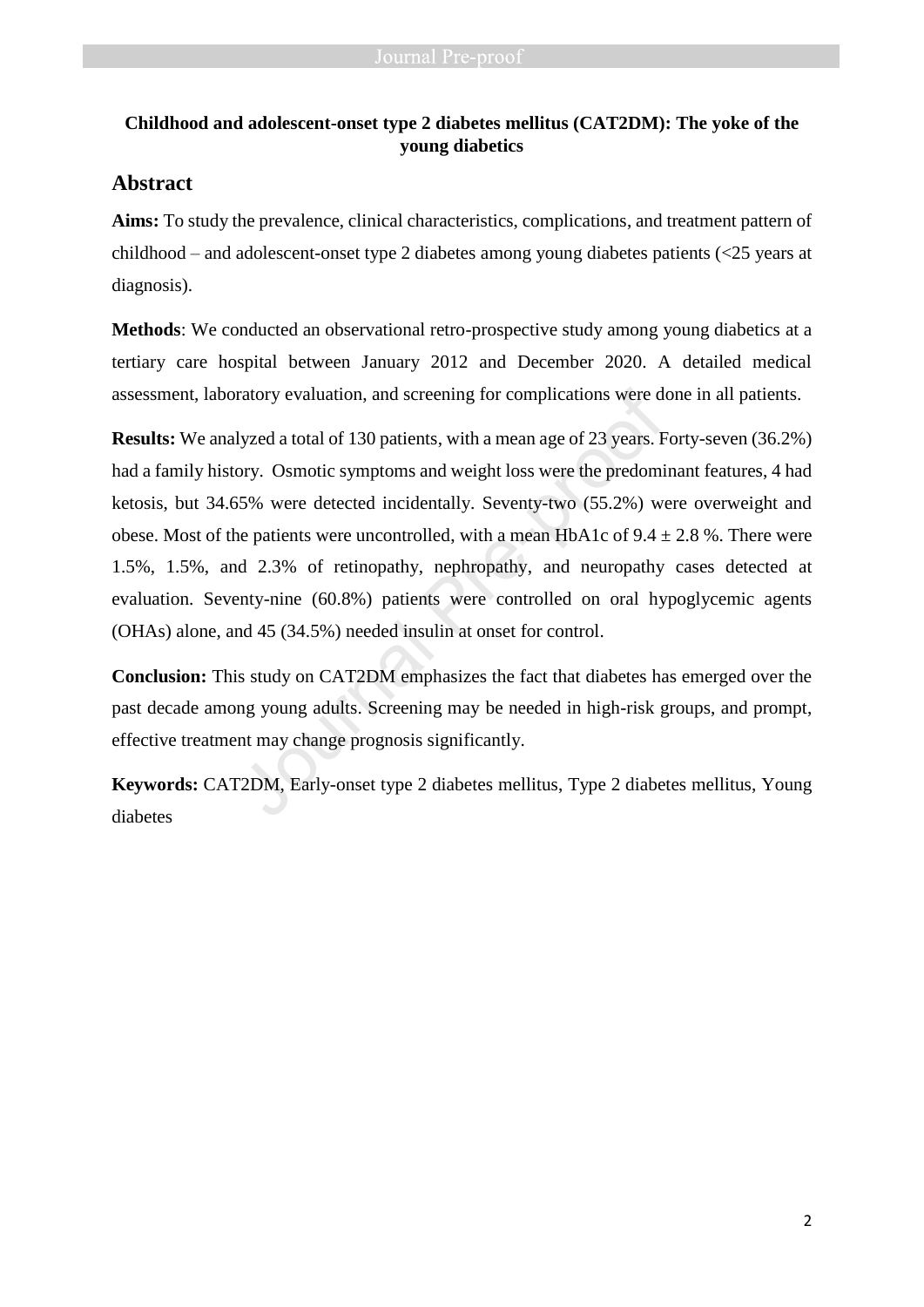**Childhood and adolescent-onset type 2 diabetes mellitus (CAT2DM): The yoke of the young diabetics**

## Abstract

**Aims:** To study the prevalence, clinical characteristics, complications, and treatment pattern of childhood – and adolescent-onset type 2 diabetes among young diabetes patients (<25 years at diagnosis).

**Methods**: We conducted an observational retro-prospective study among young diabetics at a tertiary care hospital between January 2012 and December 2020. A detailed medical assessment, laboratory evaluation, and screening for complications were done in all patients.

**Results:** We analyzed a total of 130 patients, with a mean age of 23 years. Forty-seven (36.2%) had a family history. Osmotic symptoms and weight loss were the predominant features, 4 had ketosis, but 34.65% were detected incidentally. Seventy-two (55.2%) were overweight and obese. Most of the patients were uncontrolled, with a mean HbA1c of $9.4 \pm 2.8$ %. There were 1.5%, 1.5%, and 2.3% of retinopathy, nephropathy, and neuropathy cases detected at evaluation. Seventy-nine (60.8%) patients were controlled on oral hypoglycemic agents (OHAs) alone, and 45 (34.5%) needed insulin at onset for control.

**Conclusion:** This study on CAT2DM emphasizes the fact that diabetes has emerged over the past decade among young adults. Screening may be needed in high-risk groups, and prompt, effective treatment may change prognosis significantly.

**Keywords:** CAT2DM, Early-onset type 2 diabetes mellitus, Type 2 diabetes mellitus, Young diabetes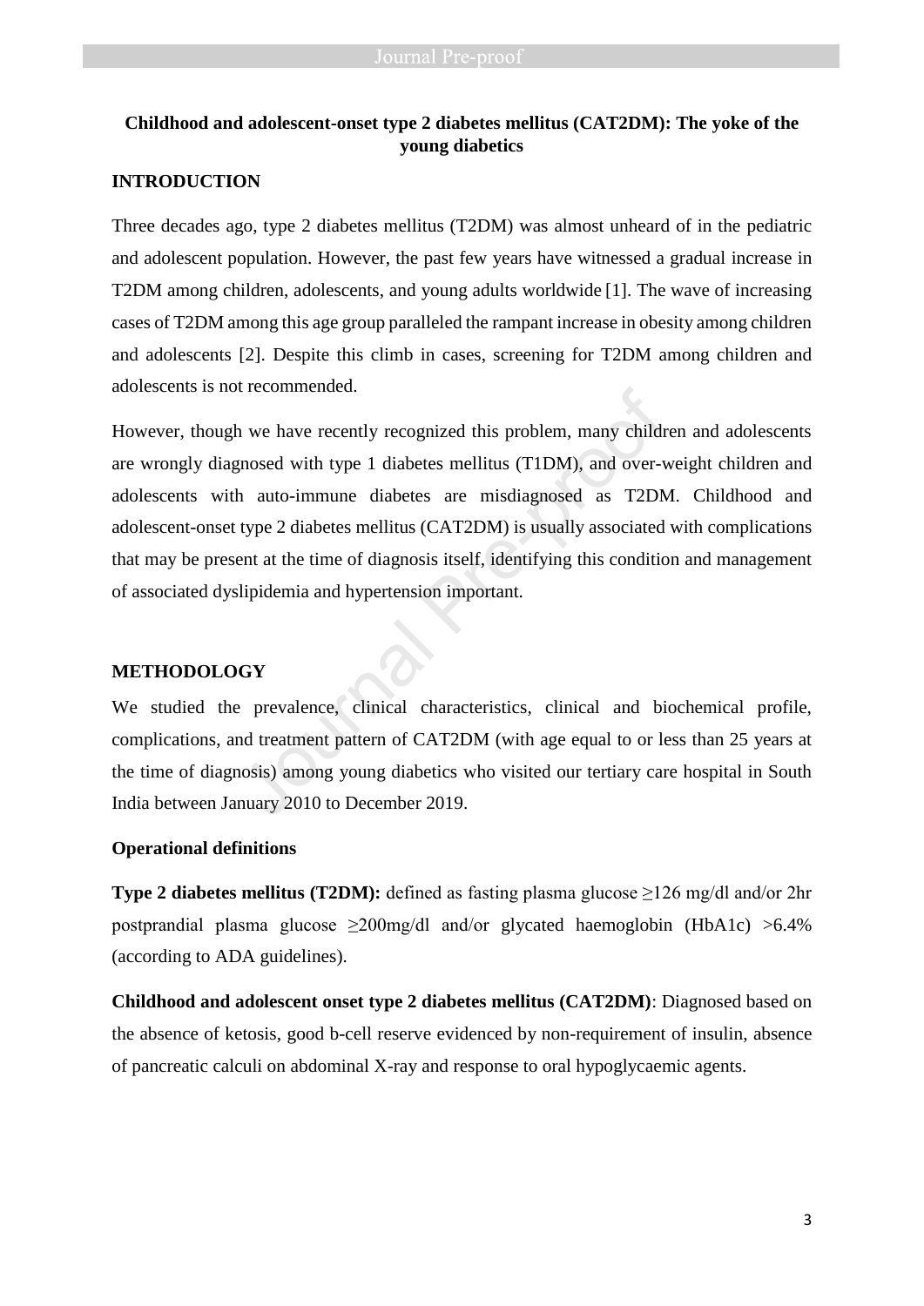**Childhood and adolescent-onset type 2 diabetes mellitus (CAT2DM): The yoke of the young diabetics**

## INTRODUCTION

Three decades ago, type 2 diabetes mellitus (T2DM) was almost unheard of in the pediatric and adolescent population. However, the past few years have witnessed a gradual increase in T2DM among children, adolescents, and young adults worldwide [1]. The wave of increasing cases of T2DM among this age group paralleled the rampant increase in obesity among children and adolescents [2]. Despite this climb in cases, screening for T2DM among children and adolescents is not recommended.

However, though we have recently recognized this problem, many children and adolescents are wrongly diagnosed with type 1 diabetes mellitus (T1DM), and over-weight children and adolescents with auto-immune diabetes are misdiagnosed as T2DM. Childhood and adolescent-onset type 2 diabetes mellitus (CAT2DM) is usually associated with complications that may be present at the time of diagnosis itself, identifying this condition and management of associated dyslipidemia and hypertension important.

## METHODOLOGY

We studied the prevalence, clinical characteristics, clinical and biochemical profile, complications, and treatment pattern of CAT2DM (with age equal to or less than 25 years at the time of diagnosis) among young diabetics who visited our tertiary care hospital in South India between January 2010 to December 2019.

### Operational definitions

**Type 2 diabetes mellitus (T2DM):** defined as fasting plasma glucose ≥126 mg/dl and/or 2hr postprandial plasma glucose ≥200mg/dl and/or glycated haemoglobin (HbA1c) >6.4% (according to ADA guidelines).

**Childhood and adolescent onset type 2 diabetes mellitus (CAT2DM)**: Diagnosed based on the absence of ketosis, good b-cell reserve evidenced by non-requirement of insulin, absence of pancreatic calculi on abdominal X-ray and response to oral hypoglycaemic agents.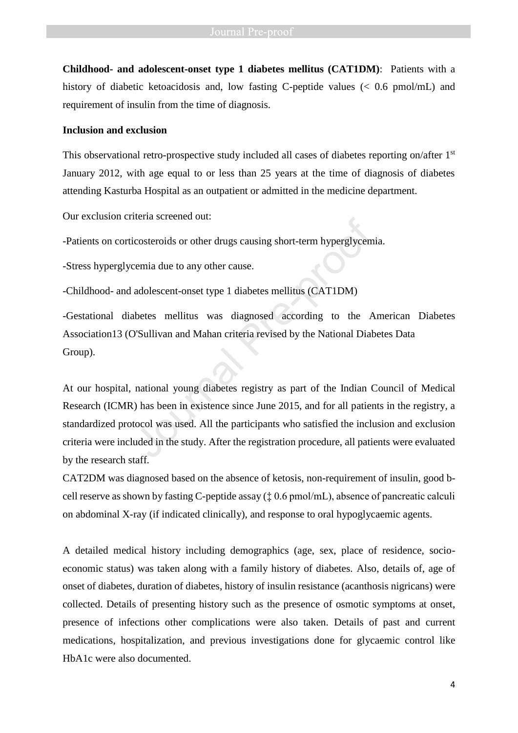**Childhood- and adolescent-onset type 1 diabetes mellitus (CAT1DM)**: Patients with a history of diabetic ketoacidosis and, low fasting C-peptide values (< 0.6 pmol/mL) and requirement of insulin from the time of diagnosis.

**Inclusion and exclusion**

This observational retro-prospective study included all cases of diabetes reporting on/after 1st January 2012, with age equal to or less than 25 years at the time of diagnosis of diabetes attending Kasturba Hospital as an outpatient or admitted in the medicine department.

Our exclusion criteria screened out:

-Patients on corticosteroids or other drugs causing short-term hyperglycemia.

-Stress hyperglycemia due to any other cause.

-Childhood- and adolescent-onset type 1 diabetes mellitus (CAT1DM)

-Gestational diabetes mellitus was diagnosed according to the American Diabetes Association13 (O'Sullivan and Mahan criteria revised by the National Diabetes Data Group).

At our hospital, national young diabetes registry as part of the Indian Council of Medical Research (ICMR) has been in existence since June 2015, and for all patients in the registry, a standardized protocol was used. All the participants who satisfied the inclusion and exclusion criteria were included in the study. After the registration procedure, all patients were evaluated by the research staff.
CAT2DM was diagnosed based on the absence of ketosis, non-requirement of insulin, good b-cell reserve as shown by fasting C-peptide assay (‡ 0.6 pmol/mL), absence of pancreatic calculi on abdominal X-ray (if indicated clinically), and response to oral hypoglycaemic agents.

A detailed medical history including demographics (age, sex, place of residence, socio-economic status) was taken along with a family history of diabetes. Also, details of, age of onset of diabetes, duration of diabetes, history of insulin resistance (acanthosis nigricans) were collected. Details of presenting history such as the presence of osmotic symptoms at onset, presence of infections other complications were also taken. Details of past and current medications, hospitalization, and previous investigations done for glycaemic control like HbA1c were also documented.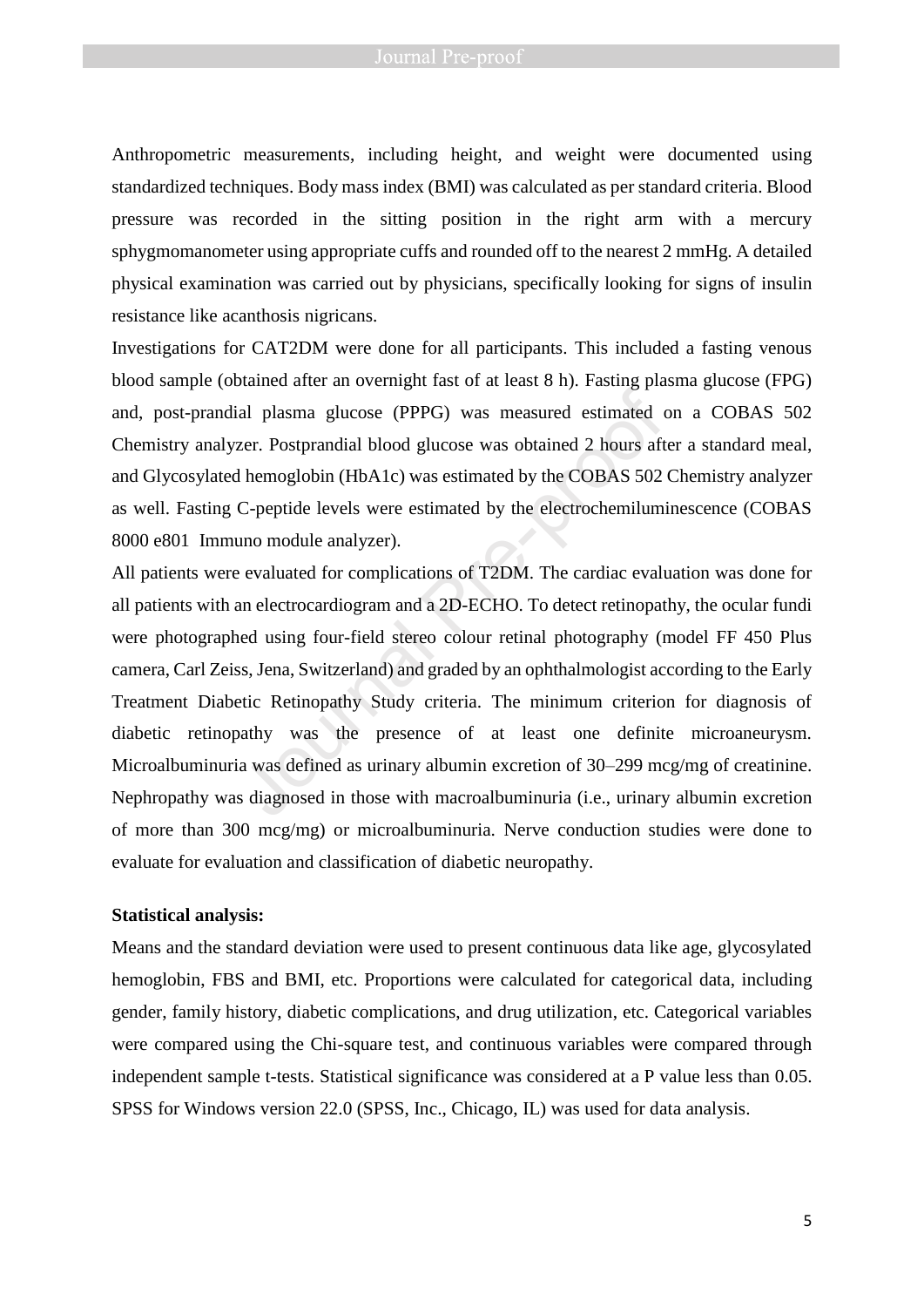Anthropometric measurements, including height, and weight were documented using standardized techniques. Body mass index (BMI) was calculated as per standard criteria. Blood pressure was recorded in the sitting position in the right arm with a mercury sphygmomanometer using appropriate cuffs and rounded off to the nearest 2 mmHg. A detailed physical examination was carried out by physicians, specifically looking for signs of insulin resistance like acanthosis nigricans.

Investigations for CAT2DM were done for all participants. This included a fasting venous blood sample (obtained after an overnight fast of at least 8 h). Fasting plasma glucose (FPG) and, post-prandial plasma glucose (PPPG) was measured estimated on a COBAS 502 Chemistry analyzer. Postprandial blood glucose was obtained 2 hours after a standard meal, and Glycosylated hemoglobin (HbA1c) was estimated by the COBAS 502 Chemistry analyzer as well. Fasting C-peptide levels were estimated by the electrochemiluminescence (COBAS 8000 e801 Immuno module analyzer).

All patients were evaluated for complications of T2DM. The cardiac evaluation was done for all patients with an electrocardiogram and a 2D-ECHO. To detect retinopathy, the ocular fundi were photographed using four-field stereo colour retinal photography (model FF 450 Plus camera, Carl Zeiss, Jena, Switzerland) and graded by an ophthalmologist according to the Early Treatment Diabetic Retinopathy Study criteria. The minimum criterion for diagnosis of diabetic retinopathy was the presence of at least one definite microaneurysm. Microalbuminuria was defined as urinary albumin excretion of 30–299 mcg/mg of creatinine. Nephropathy was diagnosed in those with macroalbuminuria (i.e., urinary albumin excretion of more than 300 mcg/mg) or microalbuminuria. Nerve conduction studies were done to evaluate for evaluation and classification of diabetic neuropathy.

**Statistical analysis:**

Means and the standard deviation were used to present continuous data like age, glycosylated hemoglobin, FBS and BMI, etc. Proportions were calculated for categorical data, including gender, family history, diabetic complications, and drug utilization, etc. Categorical variables were compared using the Chi-square test, and continuous variables were compared through independent sample t-tests. Statistical significance was considered at a P value less than 0.05. SPSS for Windows version 22.0 (SPSS, Inc., Chicago, IL) was used for data analysis.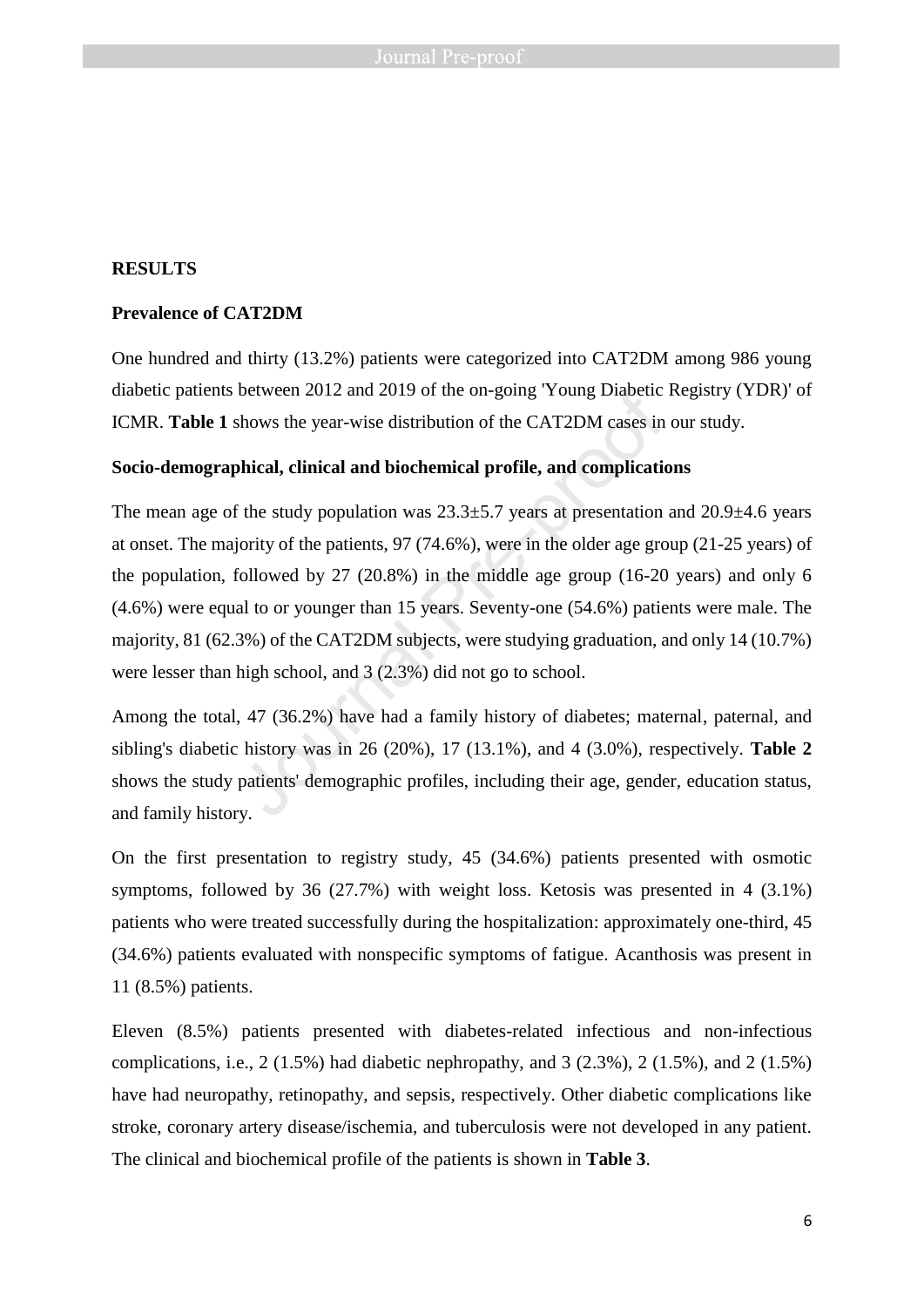## RESULTS

### Prevalence of CAT2DM

One hundred and thirty (13.2%) patients were categorized into CAT2DM among 986 young diabetic patients between 2012 and 2019 of the on-going 'Young Diabetic Registry (YDR)' of ICMR. **Table 1** shows the year-wise distribution of the CAT2DM cases in our study.

### Socio-demographical, clinical and biochemical profile, and complications

The mean age of the study population was 23.3±5.7 years at presentation and 20.9±4.6 years at onset. The majority of the patients, 97 (74.6%), were in the older age group (21-25 years) of the population, followed by 27 (20.8%) in the middle age group (16-20 years) and only 6 (4.6%) were equal to or younger than 15 years. Seventy-one (54.6%) patients were male. The majority, 81 (62.3%) of the CAT2DM subjects, were studying graduation, and only 14 (10.7%) were lesser than high school, and 3 (2.3%) did not go to school.

Among the total, 47 (36.2%) have had a family history of diabetes; maternal, paternal, and sibling's diabetic history was in 26 (20%), 17 (13.1%), and 4 (3.0%), respectively. **Table 2** shows the study patients' demographic profiles, including their age, gender, education status, and family history.

On the first presentation to registry study, 45 (34.6%) patients presented with osmotic symptoms, followed by 36 (27.7%) with weight loss. Ketosis was presented in 4 (3.1%) patients who were treated successfully during the hospitalization: approximately one-third, 45 (34.6%) patients evaluated with nonspecific symptoms of fatigue. Acanthosis was present in 11 (8.5%) patients.

Eleven (8.5%) patients presented with diabetes-related infectious and non-infectious complications, i.e., 2 (1.5%) had diabetic nephropathy, and 3 (2.3%), 2 (1.5%), and 2 (1.5%) have had neuropathy, retinopathy, and sepsis, respectively. Other diabetic complications like stroke, coronary artery disease/ischemia, and tuberculosis were not developed in any patient. The clinical and biochemical profile of the patients is shown in **Table 3**.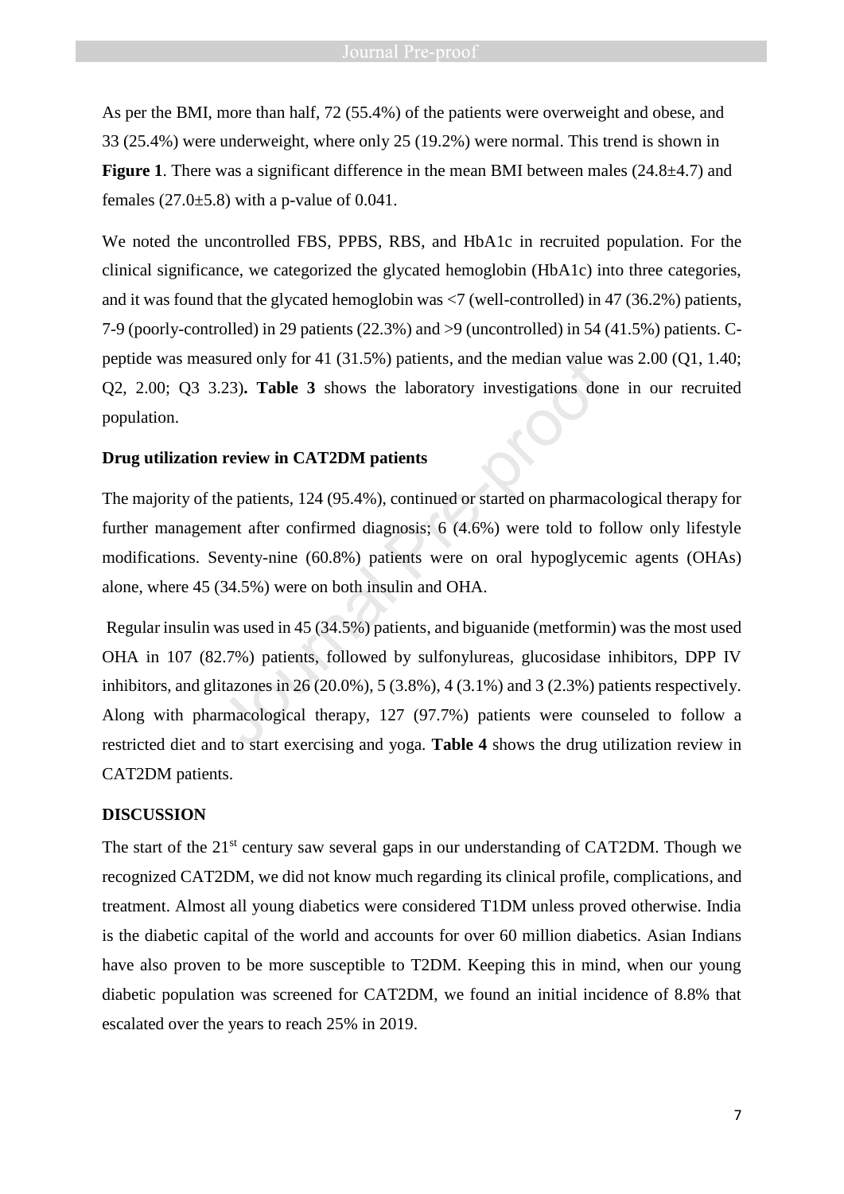As per the BMI, more than half, 72 (55.4%) of the patients were overweight and obese, and 33 (25.4%) were underweight, where only 25 (19.2%) were normal. This trend is shown in **Figure 1**. There was a significant difference in the mean BMI between males (24.8±4.7) and females (27.0±5.8) with a p-value of 0.041.

We noted the uncontrolled FBS, PPBS, RBS, and HbA1c in recruited population. For the clinical significance, we categorized the glycated hemoglobin (HbA1c) into three categories, and it was found that the glycated hemoglobin was <7 (well-controlled) in 47 (36.2%) patients, 7-9 (poorly-controlled) in 29 patients (22.3%) and >9 (uncontrolled) in 54 (41.5%) patients. C-peptide was measured only for 41 (31.5%) patients, and the median value was 2.00 (Q1, 1.40; Q2, 2.00; Q3 3.23)**. Table 3** shows the laboratory investigations done in our recruited population.

**Drug utilization review in CAT2DM patients**

The majority of the patients, 124 (95.4%), continued or started on pharmacological therapy for further management after confirmed diagnosis; 6 (4.6%) were told to follow only lifestyle modifications. Seventy-nine (60.8%) patients were on oral hypoglycemic agents (OHAs) alone, where 45 (34.5%) were on both insulin and OHA.

Regular insulin was used in 45 (34.5%) patients, and biguanide (metformin) was the most used OHA in 107 (82.7%) patients, followed by sulfonylureas, glucosidase inhibitors, DPP IV inhibitors, and glitazones in 26 (20.0%), 5 (3.8%), 4 (3.1%) and 3 (2.3%) patients respectively. Along with pharmacological therapy, 127 (97.7%) patients were counseled to follow a restricted diet and to start exercising and yoga. **Table 4** shows the drug utilization review in CAT2DM patients.

## DISCUSSION

The start of the 21st century saw several gaps in our understanding of CAT2DM. Though we recognized CAT2DM, we did not know much regarding its clinical profile, complications, and treatment. Almost all young diabetics were considered T1DM unless proved otherwise. India is the diabetic capital of the world and accounts for over 60 million diabetics. Asian Indians have also proven to be more susceptible to T2DM. Keeping this in mind, when our young diabetic population was screened for CAT2DM, we found an initial incidence of 8.8% that escalated over the years to reach 25% in 2019.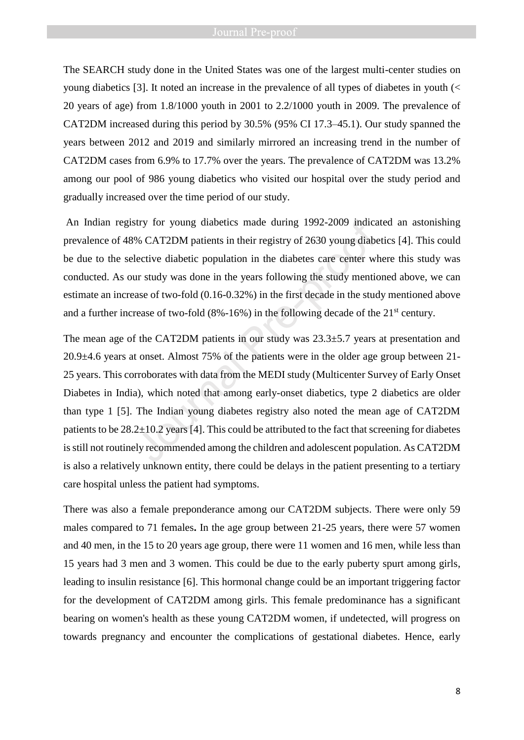The SEARCH study done in the United States was one of the largest multi-center studies on young diabetics [3]. It noted an increase in the prevalence of all types of diabetes in youth (< 20 years of age) from 1.8/1000 youth in 2001 to 2.2/1000 youth in 2009. The prevalence of CAT2DM increased during this period by 30.5% (95% CI 17.3–45.1). Our study spanned the years between 2012 and 2019 and similarly mirrored an increasing trend in the number of CAT2DM cases from 6.9% to 17.7% over the years. The prevalence of CAT2DM was 13.2% among our pool of 986 young diabetics who visited our hospital over the study period and gradually increased over the time period of our study.

An Indian registry for young diabetics made during 1992-2009 indicated an astonishing prevalence of 48% CAT2DM patients in their registry of 2630 young diabetics [4]. This could be due to the selective diabetic population in the diabetes care center where this study was conducted. As our study was done in the years following the study mentioned above, we can estimate an increase of two-fold (0.16-0.32%) in the first decade in the study mentioned above and a further increase of two-fold (8%-16%) in the following decade of the 21st century.

The mean age of the CAT2DM patients in our study was 23.3±5.7 years at presentation and 20.9±4.6 years at onset. Almost 75% of the patients were in the older age group between 21-25 years. This corroborates with data from the MEDI study (Multicenter Survey of Early Onset Diabetes in India), which noted that among early-onset diabetics, type 2 diabetics are older than type 1 [5]. The Indian young diabetes registry also noted the mean age of CAT2DM patients to be 28.2±10.2 years [4]. This could be attributed to the fact that screening for diabetes is still not routinely recommended among the children and adolescent population. As CAT2DM is also a relatively unknown entity, there could be delays in the patient presenting to a tertiary care hospital unless the patient had symptoms.

There was also a female preponderance among our CAT2DM subjects. There were only 59 males compared to 71 females**.** In the age group between 21-25 years, there were 57 women and 40 men, in the 15 to 20 years age group, there were 11 women and 16 men, while less than 15 years had 3 men and 3 women. This could be due to the early puberty spurt among girls, leading to insulin resistance [6]. This hormonal change could be an important triggering factor for the development of CAT2DM among girls. This female predominance has a significant bearing on women's health as these young CAT2DM women, if undetected, will progress on towards pregnancy and encounter the complications of gestational diabetes. Hence, early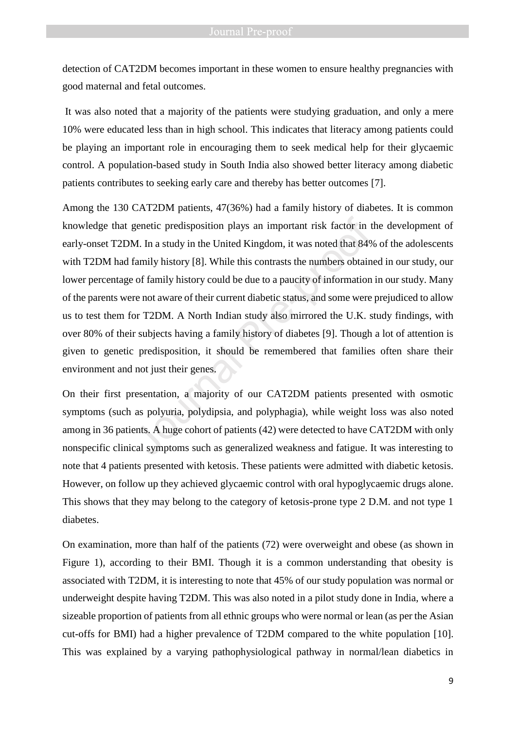detection of CAT2DM becomes important in these women to ensure healthy pregnancies with good maternal and fetal outcomes.

It was also noted that a majority of the patients were studying graduation, and only a mere 10% were educated less than in high school. This indicates that literacy among patients could be playing an important role in encouraging them to seek medical help for their glycaemic control. A population-based study in South India also showed better literacy among diabetic patients contributes to seeking early care and thereby has better outcomes [7].

Among the 130 CAT2DM patients, 47(36%) had a family history of diabetes. It is common knowledge that genetic predisposition plays an important risk factor in the development of early-onset T2DM. In a study in the United Kingdom, it was noted that 84% of the adolescents with T2DM had family history [8]. While this contrasts the numbers obtained in our study, our lower percentage of family history could be due to a paucity of information in our study. Many of the parents were not aware of their current diabetic status, and some were prejudiced to allow us to test them for T2DM. A North Indian study also mirrored the U.K. study findings, with over 80% of their subjects having a family history of diabetes [9]. Though a lot of attention is given to genetic predisposition, it should be remembered that families often share their environment and not just their genes.

On their first presentation, a majority of our CAT2DM patients presented with osmotic symptoms (such as polyuria, polydipsia, and polyphagia), while weight loss was also noted among in 36 patients. A huge cohort of patients (42) were detected to have CAT2DM with only nonspecific clinical symptoms such as generalized weakness and fatigue. It was interesting to note that 4 patients presented with ketosis. These patients were admitted with diabetic ketosis. However, on follow up they achieved glycaemic control with oral hypoglycaemic drugs alone. This shows that they may belong to the category of ketosis-prone type 2 D.M. and not type 1 diabetes.

On examination, more than half of the patients (72) were overweight and obese (as shown in Figure 1), according to their BMI. Though it is a common understanding that obesity is associated with T2DM, it is interesting to note that 45% of our study population was normal or underweight despite having T2DM. This was also noted in a pilot study done in India, where a sizeable proportion of patients from all ethnic groups who were normal or lean (as per the Asian cut-offs for BMI) had a higher prevalence of T2DM compared to the white population [10]. This was explained by a varying pathophysiological pathway in normal/lean diabetics in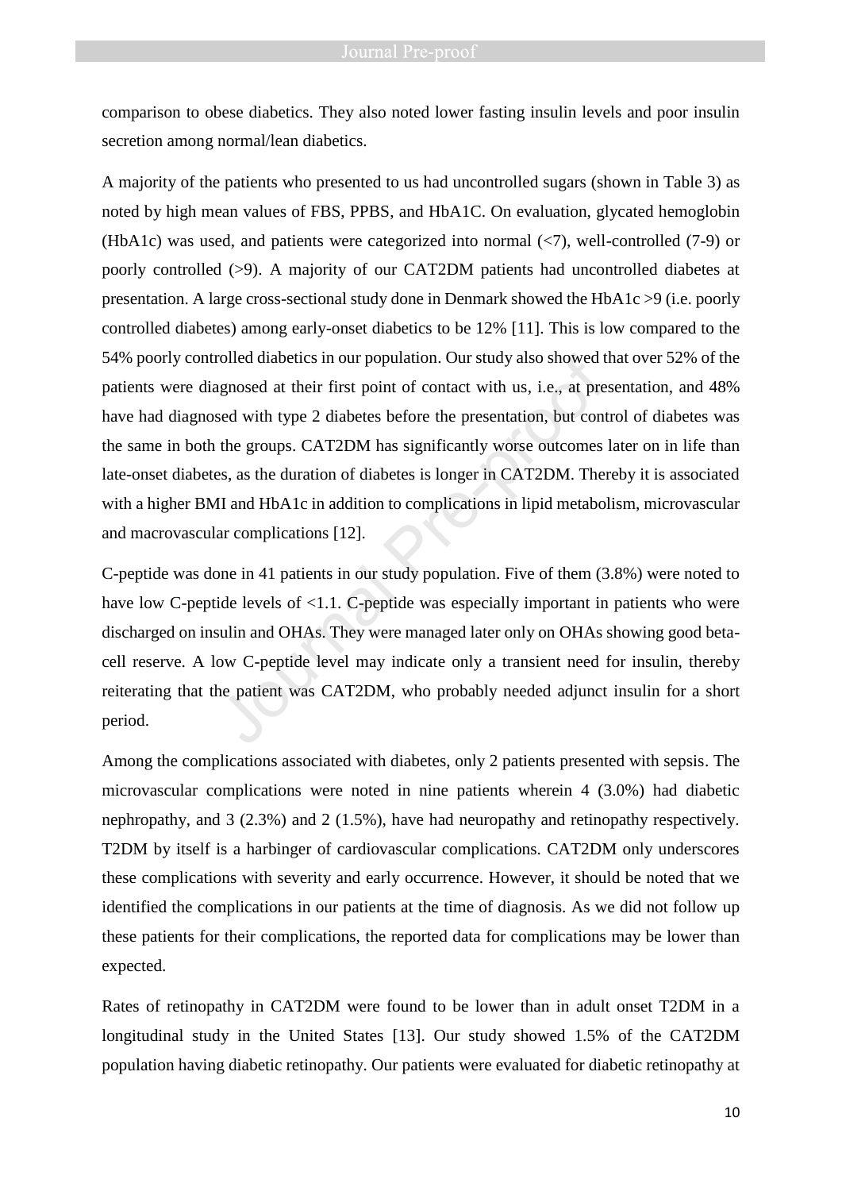comparison to obese diabetics. They also noted lower fasting insulin levels and poor insulin secretion among normal/lean diabetics.

A majority of the patients who presented to us had uncontrolled sugars (shown in Table 3) as noted by high mean values of FBS, PPBS, and HbA1C. On evaluation, glycated hemoglobin (HbA1c) was used, and patients were categorized into normal (<7), well-controlled (7-9) or poorly controlled (>9). A majority of our CAT2DM patients had uncontrolled diabetes at presentation. A large cross-sectional study done in Denmark showed the HbA1c >9 (i.e. poorly controlled diabetes) among early-onset diabetics to be 12% [11]. This is low compared to the 54% poorly controlled diabetics in our population. Our study also showed that over 52% of the patients were diagnosed at their first point of contact with us, i.e., at presentation, and 48% have had diagnosed with type 2 diabetes before the presentation, but control of diabetes was the same in both the groups. CAT2DM has significantly worse outcomes later on in life than late-onset diabetes, as the duration of diabetes is longer in CAT2DM. Thereby it is associated with a higher BMI and HbA1c in addition to complications in lipid metabolism, microvascular and macrovascular complications [12].

C-peptide was done in 41 patients in our study population. Five of them (3.8%) were noted to have low C-peptide levels of <1.1. C-peptide was especially important in patients who were discharged on insulin and OHAs. They were managed later only on OHAs showing good beta-cell reserve. A low C-peptide level may indicate only a transient need for insulin, thereby reiterating that the patient was CAT2DM, who probably needed adjunct insulin for a short period.

Among the complications associated with diabetes, only 2 patients presented with sepsis. The microvascular complications were noted in nine patients wherein 4 (3.0%) had diabetic nephropathy, and 3 (2.3%) and 2 (1.5%), have had neuropathy and retinopathy respectively. T2DM by itself is a harbinger of cardiovascular complications. CAT2DM only underscores these complications with severity and early occurrence. However, it should be noted that we identified the complications in our patients at the time of diagnosis. As we did not follow up these patients for their complications, the reported data for complications may be lower than expected.

Rates of retinopathy in CAT2DM were found to be lower than in adult onset T2DM in a longitudinal study in the United States [13]. Our study showed 1.5% of the CAT2DM population having diabetic retinopathy. Our patients were evaluated for diabetic retinopathy at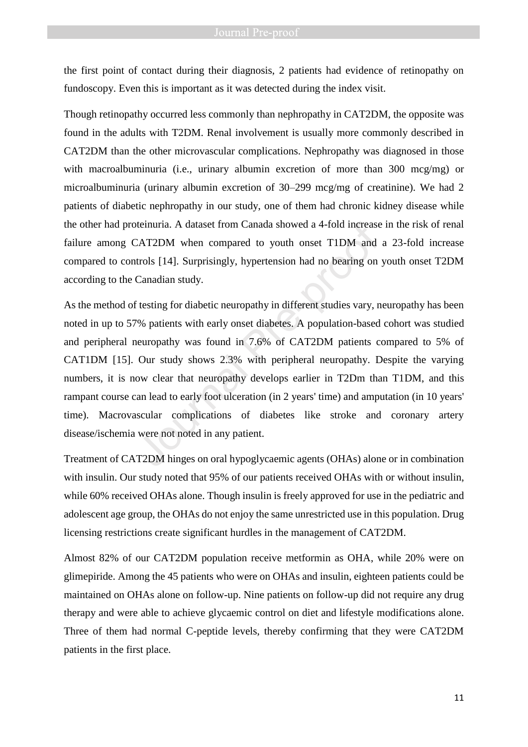the first point of contact during their diagnosis, 2 patients had evidence of retinopathy on fundoscopy. Even this is important as it was detected during the index visit.

Though retinopathy occurred less commonly than nephropathy in CAT2DM, the opposite was found in the adults with T2DM. Renal involvement is usually more commonly described in CAT2DM than the other microvascular complications. Nephropathy was diagnosed in those with macroalbuminuria (i.e., urinary albumin excretion of more than 300 mcg/mg) or microalbuminuria (urinary albumin excretion of 30–299 mcg/mg of creatinine). We had 2 patients of diabetic nephropathy in our study, one of them had chronic kidney disease while the other had proteinuria. A dataset from Canada showed a 4-fold increase in the risk of renal failure among CAT2DM when compared to youth onset T1DM and a 23-fold increase compared to controls [14]. Surprisingly, hypertension had no bearing on youth onset T2DM according to the Canadian study.

As the method of testing for diabetic neuropathy in different studies vary, neuropathy has been noted in up to 57% patients with early onset diabetes. A population-based cohort was studied and peripheral neuropathy was found in 7.6% of CAT2DM patients compared to 5% of CAT1DM [15]. Our study shows 2.3% with peripheral neuropathy. Despite the varying numbers, it is now clear that neuropathy develops earlier in T2Dm than T1DM, and this rampant course can lead to early foot ulceration (in 2 years' time) and amputation (in 10 years' time). Macrovascular complications of diabetes like stroke and coronary artery disease/ischemia were not noted in any patient.

Treatment of CAT2DM hinges on oral hypoglycaemic agents (OHAs) alone or in combination with insulin. Our study noted that 95% of our patients received OHAs with or without insulin, while 60% received OHAs alone. Though insulin is freely approved for use in the pediatric and adolescent age group, the OHAs do not enjoy the same unrestricted use in this population. Drug licensing restrictions create significant hurdles in the management of CAT2DM.

Almost 82% of our CAT2DM population receive metformin as OHA, while 20% were on glimepiride. Among the 45 patients who were on OHAs and insulin, eighteen patients could be maintained on OHAs alone on follow-up. Nine patients on follow-up did not require any drug therapy and were able to achieve glycaemic control on diet and lifestyle modifications alone. Three of them had normal C-peptide levels, thereby confirming that they were CAT2DM patients in the first place.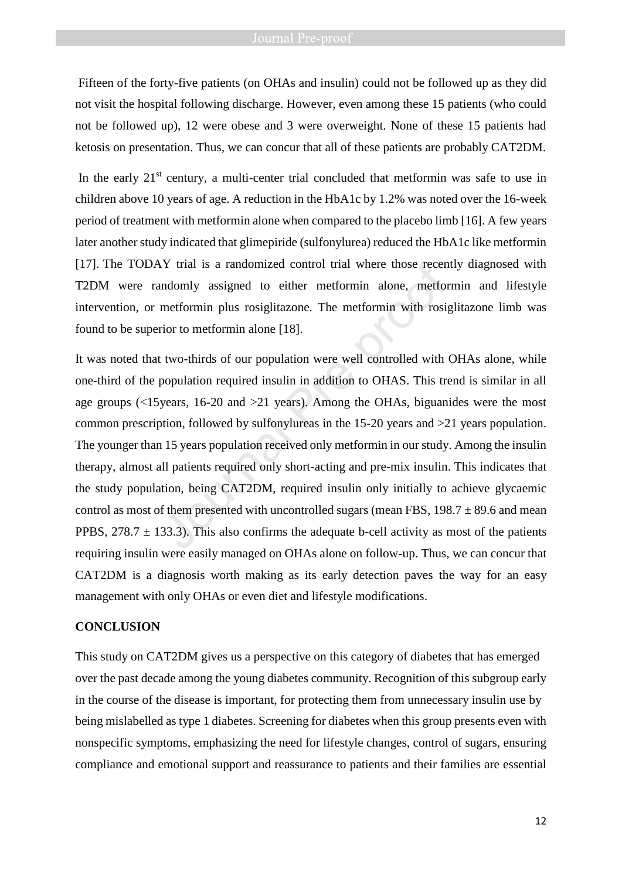Fifteen of the forty-five patients (on OHAs and insulin) could not be followed up as they did not visit the hospital following discharge. However, even among these 15 patients (who could not be followed up), 12 were obese and 3 were overweight. None of these 15 patients had ketosis on presentation. Thus, we can concur that all of these patients are probably CAT2DM.

In the early 21st century, a multi-center trial concluded that metformin was safe to use in children above 10 years of age. A reduction in the HbA1c by 1.2% was noted over the 16-week period of treatment with metformin alone when compared to the placebo limb [16]. A few years later another study indicated that glimepiride (sulfonylurea) reduced the HbA1c like metformin [17]. The TODAY trial is a randomized control trial where those recently diagnosed with T2DM were randomly assigned to either metformin alone, metformin and lifestyle intervention, or metformin plus rosiglitazone. The metformin with rosiglitazone limb was found to be superior to metformin alone [18].

It was noted that two-thirds of our population were well controlled with OHAs alone, while one-third of the population required insulin in addition to OHAS. This trend is similar in all age groups (<15years, 16-20 and >21 years). Among the OHAs, biguanides were the most common prescription, followed by sulfonylureas in the 15-20 years and >21 years population. The younger than 15 years population received only metformin in our study. Among the insulin therapy, almost all patients required only short-acting and pre-mix insulin. This indicates that the study population, being CAT2DM, required insulin only initially to achieve glycaemic control as most of them presented with uncontrolled sugars (mean FBS, 198.7 ± 89.6 and mean PPBS, 278.7 ± 133.3). This also confirms the adequate b-cell activity as most of the patients requiring insulin were easily managed on OHAs alone on follow-up. Thus, we can concur that CAT2DM is a diagnosis worth making as its early detection paves the way for an easy management with only OHAs or even diet and lifestyle modifications.

## CONCLUSION

This study on CAT2DM gives us a perspective on this category of diabetes that has emerged over the past decade among the young diabetes community. Recognition of this subgroup early in the course of the disease is important, for protecting them from unnecessary insulin use by being mislabelled as type 1 diabetes. Screening for diabetes when this group presents even with nonspecific symptoms, emphasizing the need for lifestyle changes, control of sugars, ensuring compliance and emotional support and reassurance to patients and their families are essential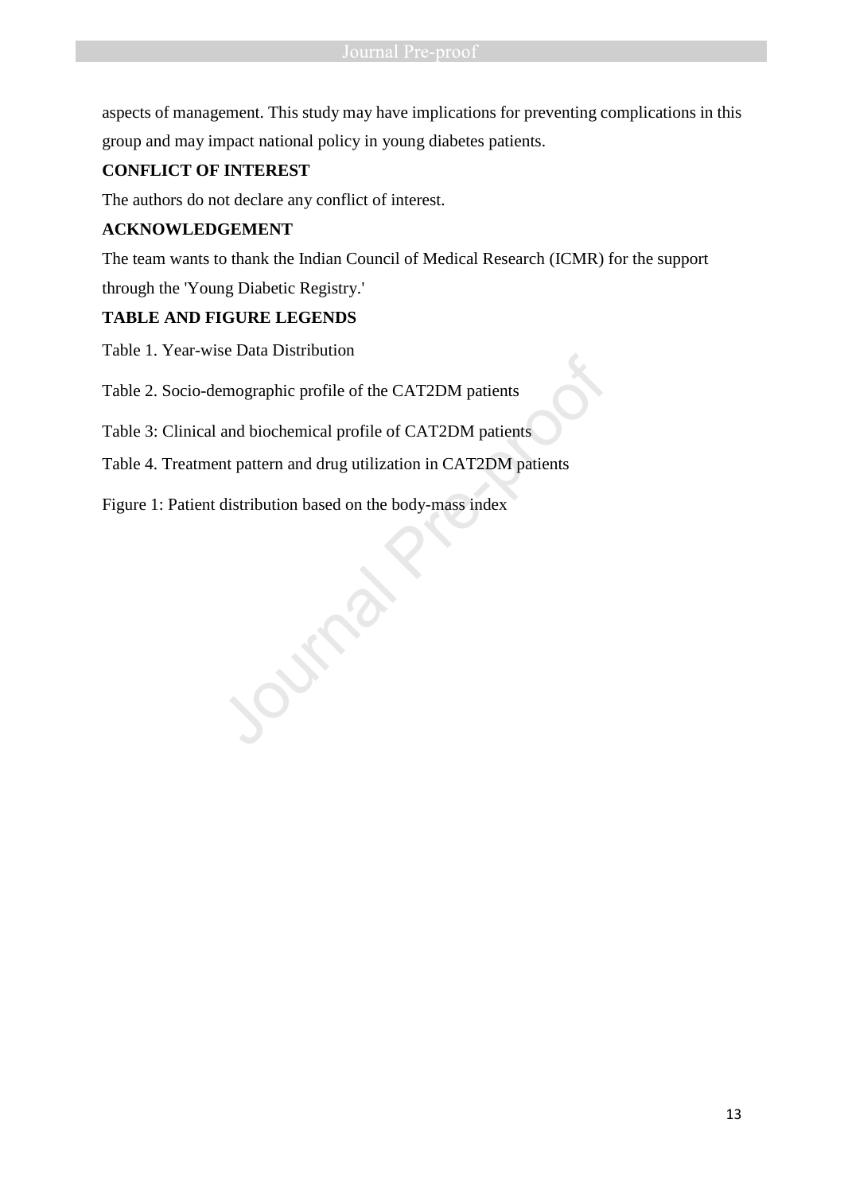aspects of management. This study may have implications for preventing complications in this group and may impact national policy in young diabetes patients.

## CONFLICT OF INTEREST

The authors do not declare any conflict of interest.

## ACKNOWLEDGEMENT

The team wants to thank the Indian Council of Medical Research (ICMR) for the support through the 'Young Diabetic Registry.'

## TABLE AND FIGURE LEGENDS

Table 1. Year-wise Data Distribution

Table 2. Socio-demographic profile of the CAT2DM patients

Table 3: Clinical and biochemical profile of CAT2DM patients

Table 4. Treatment pattern and drug utilization in CAT2DM patients

Figure 1: Patient distribution based on the body-mass index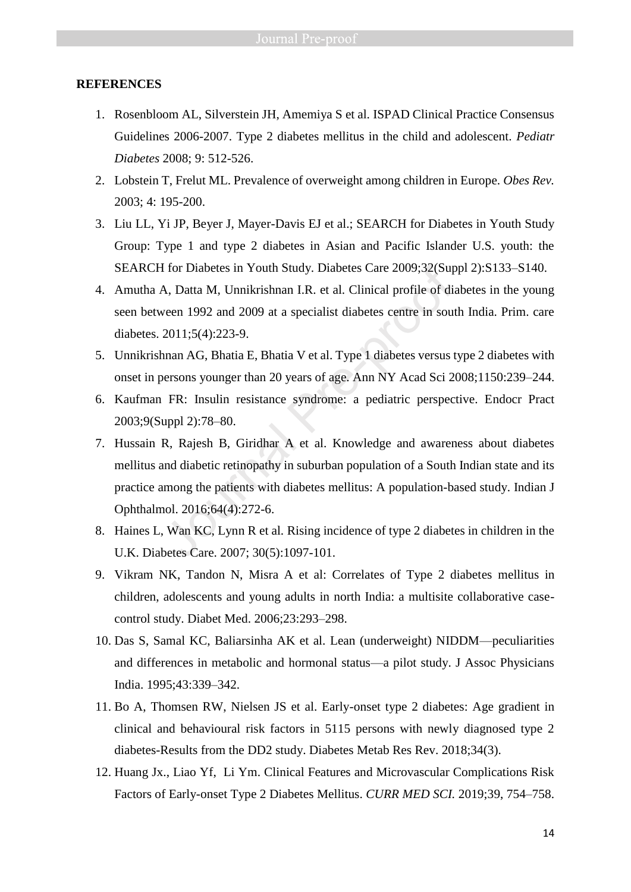**REFERENCES**

1. Rosenbloom AL, Silverstein JH, Amemiya S et al. ISPAD Clinical Practice Consensus Guidelines 2006-2007. Type 2 diabetes mellitus in the child and adolescent. *Pediatr Diabetes* 2008; 9: 512-526.
2. Lobstein T, Frelut ML. Prevalence of overweight among children in Europe. *Obes Rev.* 2003; 4: 195-200.
3. Liu LL, Yi JP, Beyer J, Mayer-Davis EJ et al.; SEARCH for Diabetes in Youth Study Group: Type 1 and type 2 diabetes in Asian and Pacific Islander U.S. youth: the SEARCH for Diabetes in Youth Study. Diabetes Care 2009;32(Suppl 2):S133–S140.
4. Amutha A, Datta M, Unnikrishnan I.R. et al. Clinical profile of diabetes in the young seen between 1992 and 2009 at a specialist diabetes centre in south India. Prim. care diabetes. 2011;5(4):223-9.
5. Unnikrishnan AG, Bhatia E, Bhatia V et al. Type 1 diabetes versus type 2 diabetes with onset in persons younger than 20 years of age. Ann NY Acad Sci 2008;1150:239–244.
6. Kaufman FR: Insulin resistance syndrome: a pediatric perspective. Endocr Pract 2003;9(Suppl 2):78–80.
7. Hussain R, Rajesh B, Giridhar A et al. Knowledge and awareness about diabetes mellitus and diabetic retinopathy in suburban population of a South Indian state and its practice among the patients with diabetes mellitus: A population-based study. Indian J Ophthalmol. 2016;64(4):272-6.
8. Haines L, Wan KC, Lynn R et al. Rising incidence of type 2 diabetes in children in the U.K. Diabetes Care. 2007; 30(5):1097-101.
9. Vikram NK, Tandon N, Misra A et al: Correlates of Type 2 diabetes mellitus in children, adolescents and young adults in north India: a multisite collaborative case-control study. Diabet Med. 2006;23:293–298.
10. Das S, Samal KC, Baliarsinha AK et al. Lean (underweight) NIDDM—peculiarities and differences in metabolic and hormonal status—a pilot study. J Assoc Physicians India. 1995;43:339–342.
11. Bo A, Thomsen RW, Nielsen JS et al. Early-onset type 2 diabetes: Age gradient in clinical and behavioural risk factors in 5115 persons with newly diagnosed type 2 diabetes-Results from the DD2 study. Diabetes Metab Res Rev. 2018;34(3).
12. Huang Jx., Liao Yf, Li Ym. Clinical Features and Microvascular Complications Risk Factors of Early-onset Type 2 Diabetes Mellitus. *CURR MED SCI.* 2019;39, 754–758.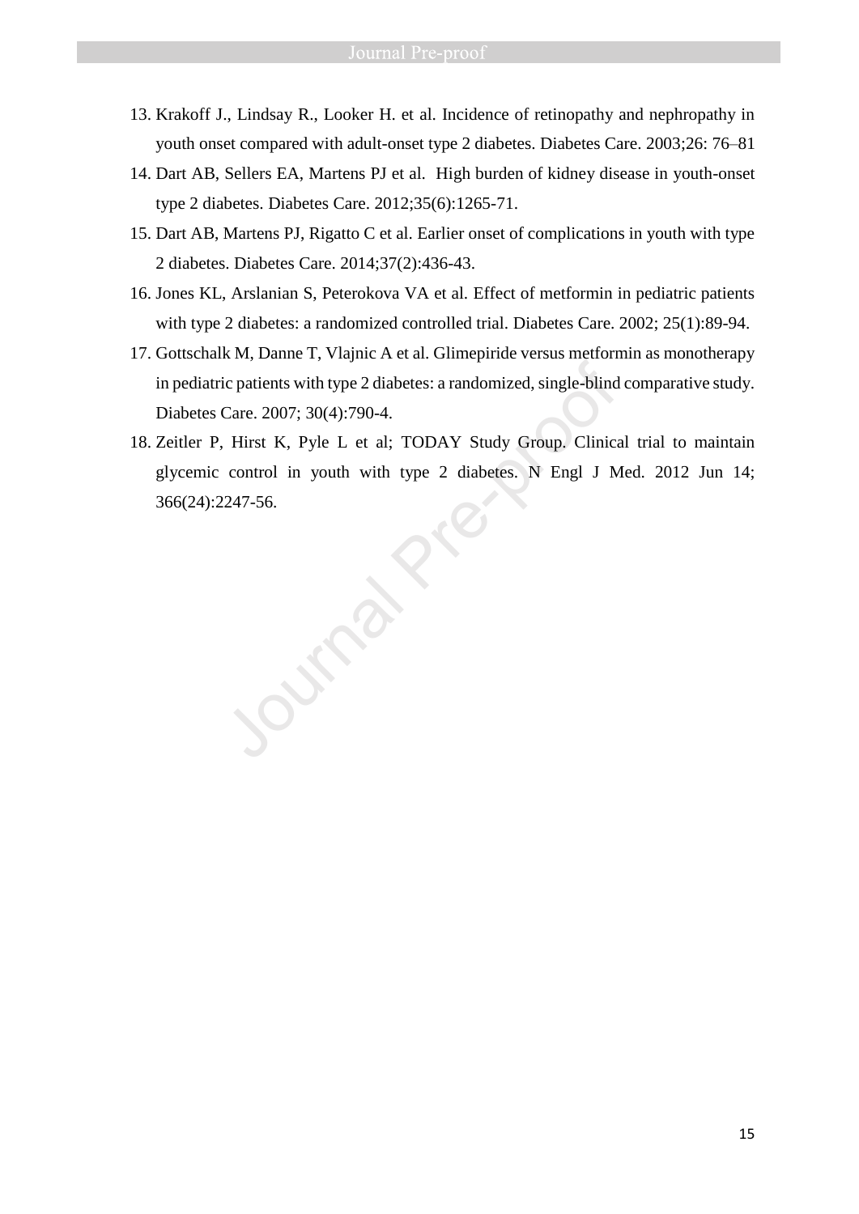13. Krakoff J., Lindsay R., Looker H. et al. Incidence of retinopathy and nephropathy in youth onset compared with adult-onset type 2 diabetes. Diabetes Care. 2003;26: 76–81
14. Dart AB, Sellers EA, Martens PJ et al. High burden of kidney disease in youth-onset type 2 diabetes. Diabetes Care. 2012;35(6):1265-71.
15. Dart AB, Martens PJ, Rigatto C et al. Earlier onset of complications in youth with type 2 diabetes. Diabetes Care. 2014;37(2):436-43.
16. Jones KL, Arslanian S, Peterokova VA et al. Effect of metformin in pediatric patients with type 2 diabetes: a randomized controlled trial. Diabetes Care. 2002; 25(1):89-94.
17. Gottschalk M, Danne T, Vlajnic A et al. Glimepiride versus metformin as monotherapy in pediatric patients with type 2 diabetes: a randomized, single-blind comparative study. Diabetes Care. 2007; 30(4):790-4.
18. Zeitler P, Hirst K, Pyle L et al; TODAY Study Group. Clinical trial to maintain glycemic control in youth with type 2 diabetes. N Engl J Med. 2012 Jun 14; 366(24):2247-56.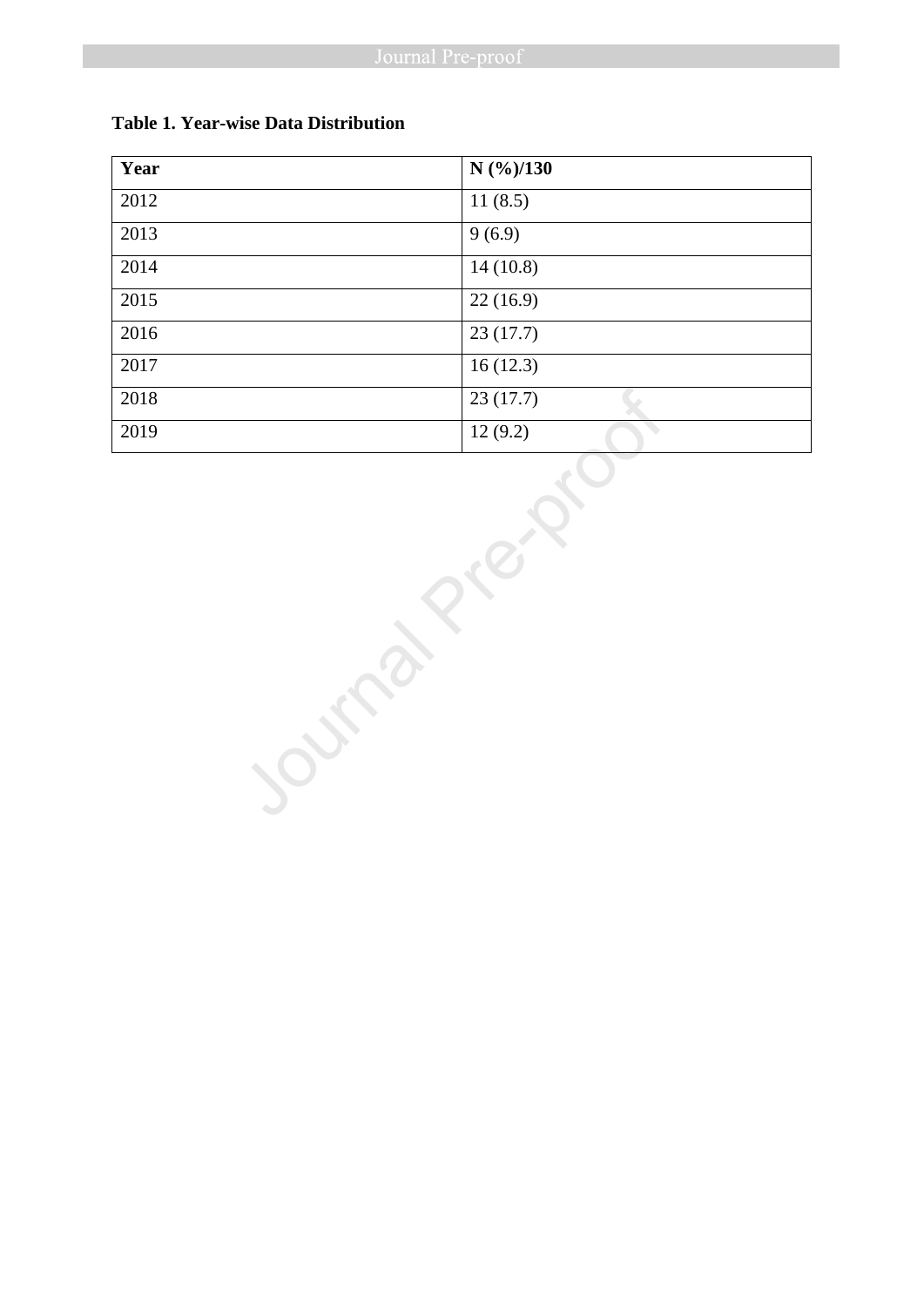**Table 1. Year-wise Data Distribution**

| Year | N (%)/130 |
|---|---|
| 2012 | 11 (8.5) |
| 2013 | 9 (6.9) |
| 2014 | 14 (10.8) |
| 2015 | 22 (16.9) |
| 2016 | 23 (17.7) |
| 2017 | 16 (12.3) |
| 2018 | 23 (17.7) |
| 2019 | 12 (9.2) |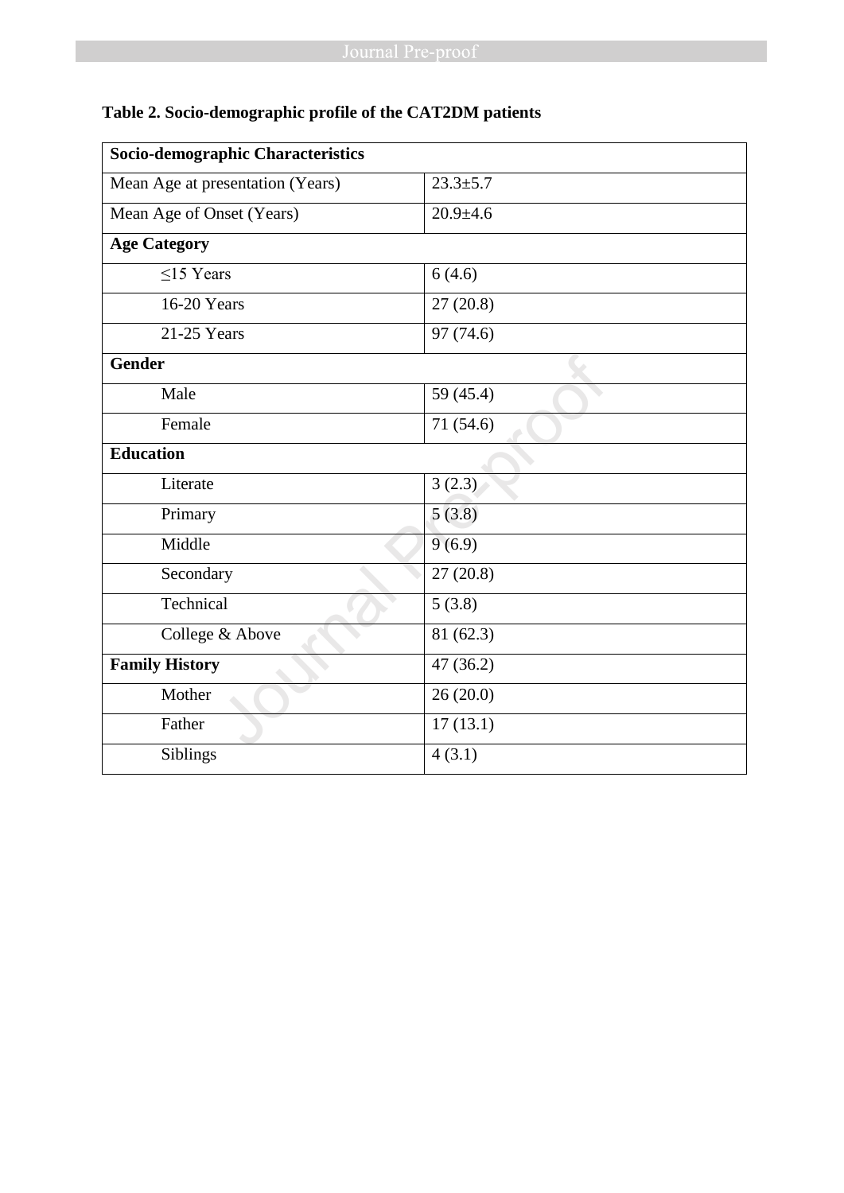**Table 2. Socio-demographic profile of the CAT2DM patients**

| Socio-demographic Characteristics | |
|---|---|
| Mean Age at presentation (Years) | 23.3±5.7 |
| Mean Age of Onset (Years) | 20.9±4.6 |
| **Age Category** | |
| ≤15 Years | 6 (4.6) |
| 16-20 Years | 27 (20.8) |
| 21-25 Years | 97 (74.6) |
| **Gender** | |
| Male | 59 (45.4) |
| Female | 71 (54.6) |
| **Education** | |
| Literate | 3 (2.3) |
| Primary | 5 (3.8) |
| Middle | 9 (6.9) |
| Secondary | 27 (20.8) |
| Technical | 5 (3.8) |
| College & Above | 81 (62.3) |
| **Family History** | 47 (36.2) |
| Mother | 26 (20.0) |
| Father | 17 (13.1) |
| Siblings | 4 (3.1) |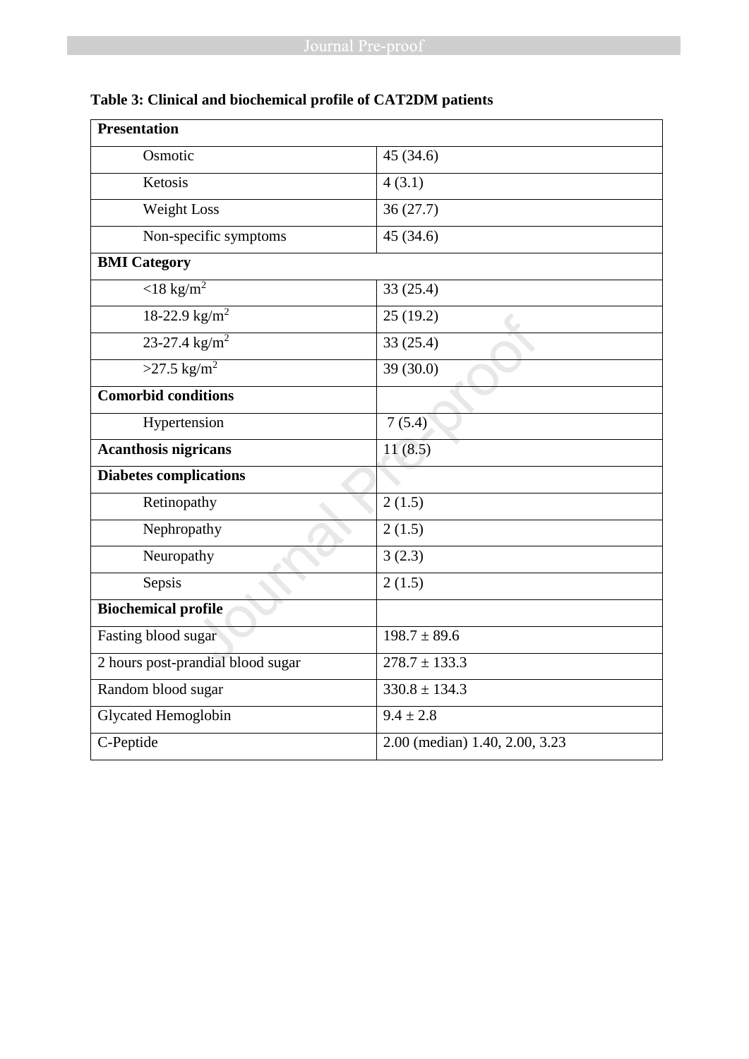**Table 3: Clinical and biochemical profile of CAT2DM patients**

| **Presentation** | |
|---|---|
| Osmotic | 45 (34.6) |
| Ketosis | 4 (3.1) |
| Weight Loss | 36 (27.7) |
| Non-specific symptoms | 45 (34.6) |
| **BMI Category** | |
| <18 kg/m$^2$ | 33 (25.4) |
| 18-22.9 kg/m$^2$ | 25 (19.2) |
| 23-27.4 kg/m$^2$ | 33 (25.4) |
| >27.5 kg/m$^2$ | 39 (30.0) |
| **Comorbid conditions** | |
| Hypertension | 7 (5.4) |
| **Acanthosis nigricans** | 11 (8.5) |
| **Diabetes complications** | |
| Retinopathy | 2 (1.5) |
| Nephropathy | 2 (1.5) |
| Neuropathy | 3 (2.3) |
| Sepsis | 2 (1.5) |
| **Biochemical profile** | |
| Fasting blood sugar | 198.7 ± 89.6 |
| 2 hours post-prandial blood sugar | 278.7 ± 133.3 |
| Random blood sugar | 330.8 ± 134.3 |
| Glycated Hemoglobin | 9.4 ± 2.8 |
| C-Peptide | 2.00 (median) 1.40, 2.00, 3.23 |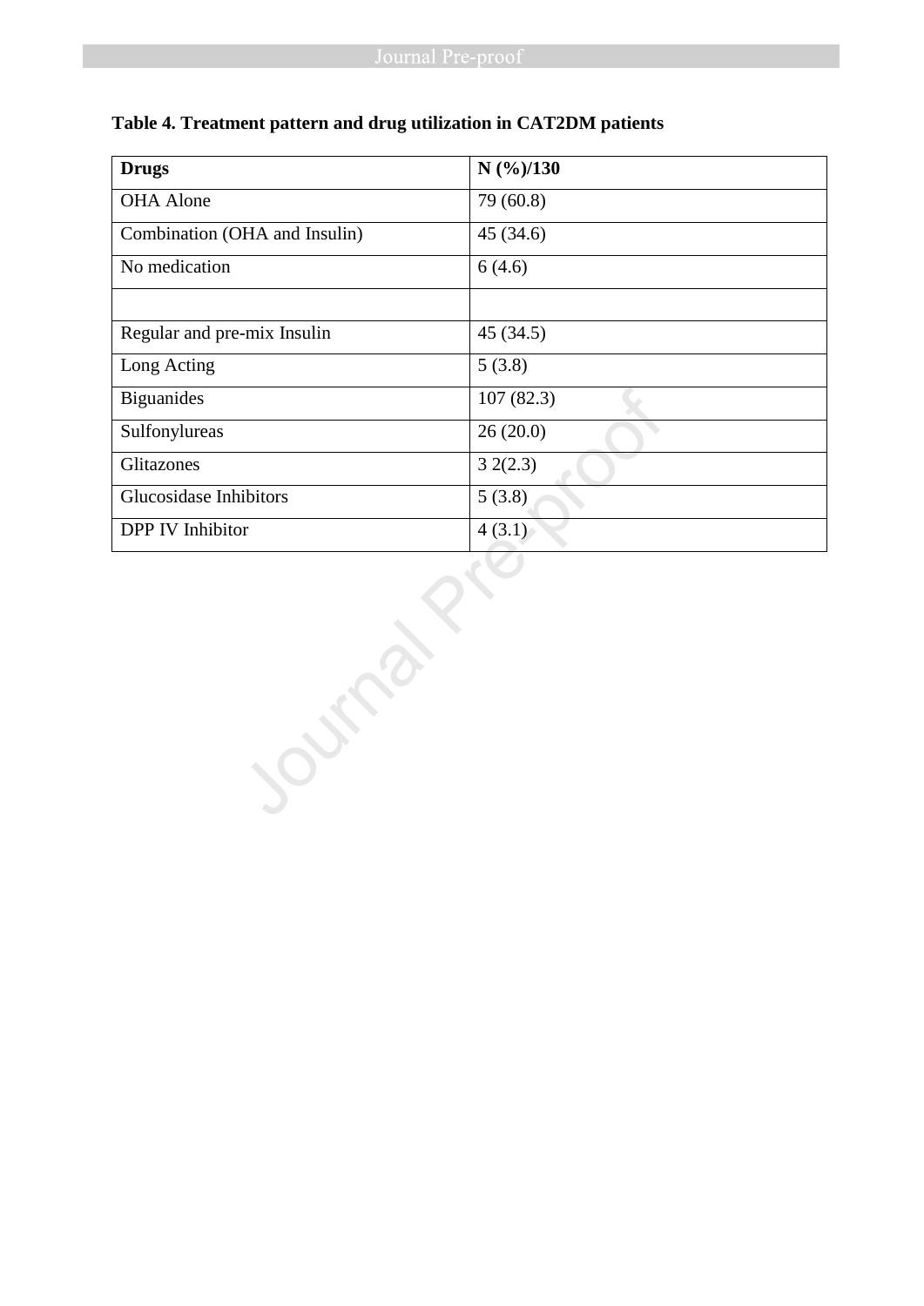**Table 4. Treatment pattern and drug utilization in CAT2DM patients**

| Drugs | N (%)/130 |
|---|---|
| OHA Alone | 79 (60.8) |
| Combination (OHA and Insulin) | 45 (34.6) |
| No medication | 6 (4.6) |
| | |
| Regular and pre-mix Insulin | 45 (34.5) |
| Long Acting | 5 (3.8) |
| Biguanides | 107 (82.3) |
| Sulfonylureas | 26 (20.0) |
| Glitazones | 3 2(2.3) |
| Glucosidase Inhibitors | 5 (3.8) |
| DPP IV Inhibitor | 4 (3.1) |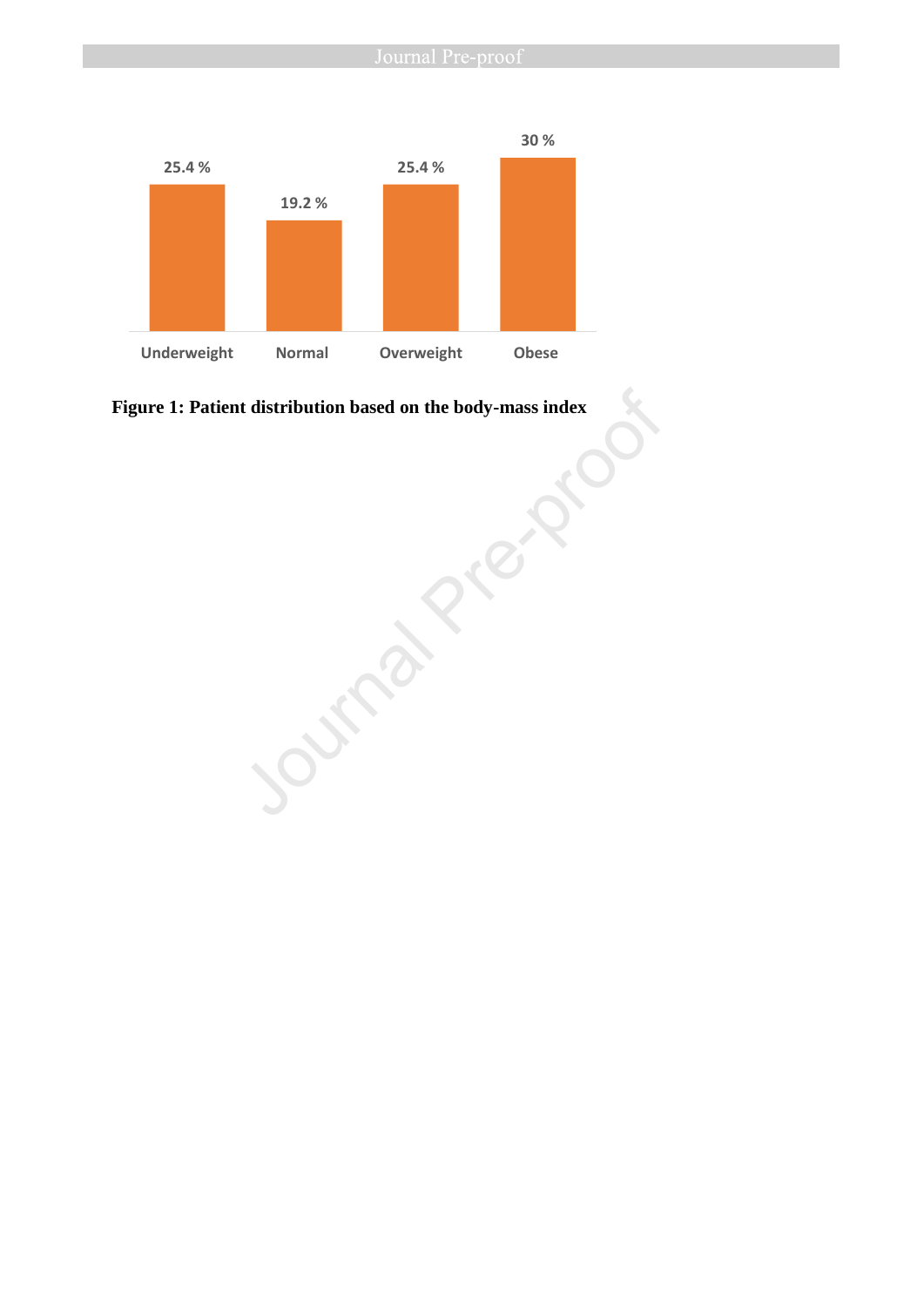25.4 %
19.2 %
25.4 %
30 %

Underweight
Normal
Overweight
Obese

**Figure 1: Patient distribution based on the body-mass index**